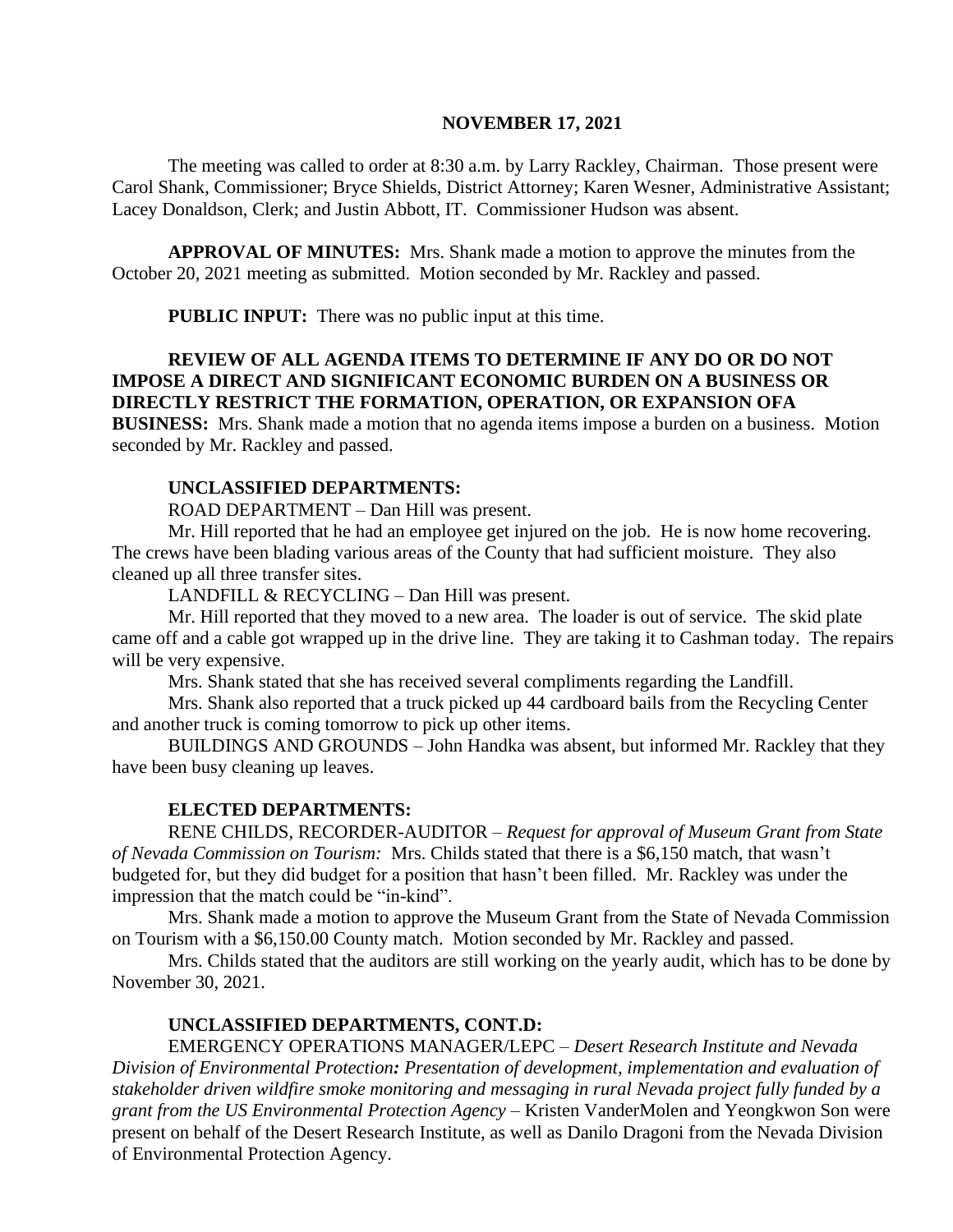**NOVEMBER 17, 2021**

The meeting was called to order at 8:30 a.m. by Larry Rackley, Chairman. Those present were Carol Shank, Commissioner; Bryce Shields, District Attorney; Karen Wesner, Administrative Assistant; Lacey Donaldson, Clerk; and Justin Abbott, IT. Commissioner Hudson was absent.

**APPROVAL OF MINUTES:** Mrs. Shank made a motion to approve the minutes from the October 20, 2021 meeting as submitted. Motion seconded by Mr. Rackley and passed.

**PUBLIC INPUT:** There was no public input at this time.

**REVIEW OF ALL AGENDA ITEMS TO DETERMINE IF ANY DO OR DO NOT IMPOSE A DIRECT AND SIGNIFICANT ECONOMIC BURDEN ON A BUSINESS OR DIRECTLY RESTRICT THE FORMATION, OPERATION, OR EXPANSION OFA BUSINESS:** Mrs. Shank made a motion that no agenda items impose a burden on a business. Motion seconded by Mr. Rackley and passed.

**UNCLASSIFIED DEPARTMENTS:**

ROAD DEPARTMENT – Dan Hill was present.

Mr. Hill reported that he had an employee get injured on the job. He is now home recovering. The crews have been blading various areas of the County that had sufficient moisture. They also cleaned up all three transfer sites.

LANDFILL & RECYCLING – Dan Hill was present.

Mr. Hill reported that they moved to a new area. The loader is out of service. The skid plate came off and a cable got wrapped up in the drive line. They are taking it to Cashman today. The repairs will be very expensive.

Mrs. Shank stated that she has received several compliments regarding the Landfill.

Mrs. Shank also reported that a truck picked up 44 cardboard bails from the Recycling Center and another truck is coming tomorrow to pick up other items.

BUILDINGS AND GROUNDS – John Handka was absent, but informed Mr. Rackley that they have been busy cleaning up leaves.

**ELECTED DEPARTMENTS:**

RENE CHILDS, RECORDER-AUDITOR – *Request for approval of Museum Grant from State of Nevada Commission on Tourism:* Mrs. Childs stated that there is a $6,150 match, that wasn't budgeted for, but they did budget for a position that hasn't been filled. Mr. Rackley was under the impression that the match could be "in-kind".

Mrs. Shank made a motion to approve the Museum Grant from the State of Nevada Commission on Tourism with a $6,150.00 County match. Motion seconded by Mr. Rackley and passed.

Mrs. Childs stated that the auditors are still working on the yearly audit, which has to be done by November 30, 2021.

**UNCLASSIFIED DEPARTMENTS, CONT.D:**

EMERGENCY OPERATIONS MANAGER/LEPC – *Desert Research Institute and Nevada Division of Environmental Protection**:** Presentation of development, implementation and evaluation of stakeholder driven wildfire smoke monitoring and messaging in rural Nevada project fully funded by a grant from the US Environmental Protection Agency* – Kristen VanderMolen and Yeongkwon Son were present on behalf of the Desert Research Institute, as well as Danilo Dragoni from the Nevada Division of Environmental Protection Agency.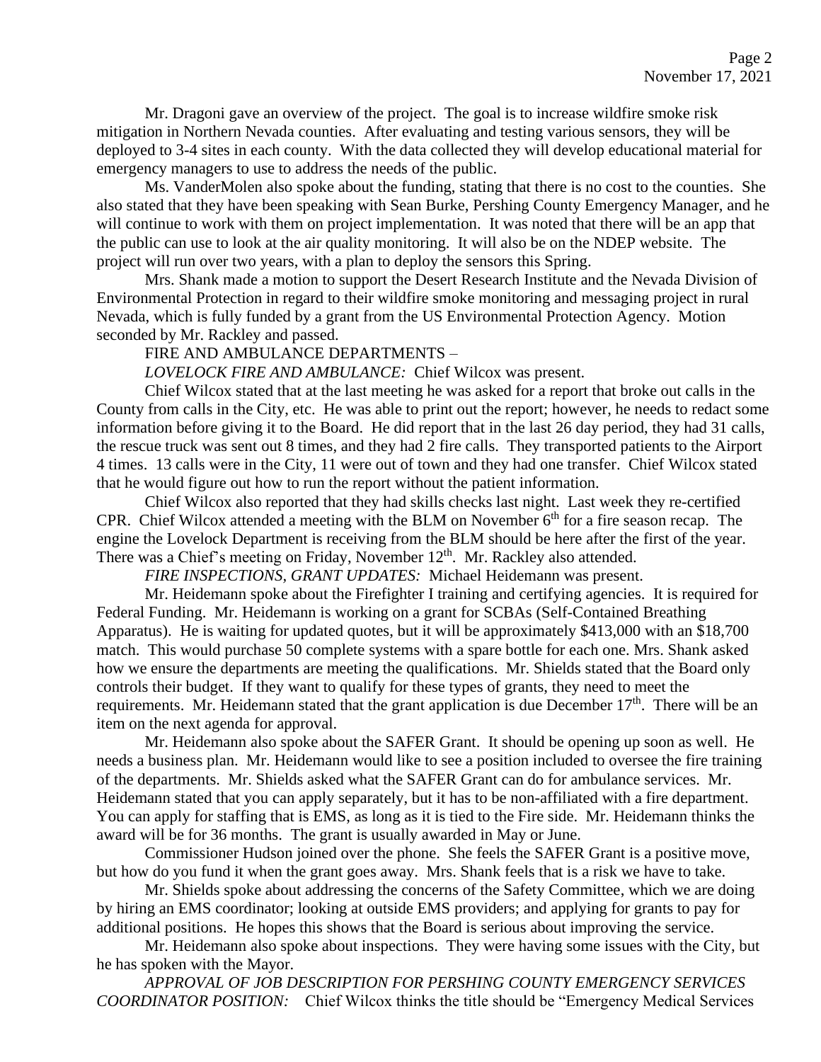Mr. Dragoni gave an overview of the project. The goal is to increase wildfire smoke risk mitigation in Northern Nevada counties. After evaluating and testing various sensors, they will be deployed to 3-4 sites in each county. With the data collected they will develop educational material for emergency managers to use to address the needs of the public.

Ms. VanderMolen also spoke about the funding, stating that there is no cost to the counties. She also stated that they have been speaking with Sean Burke, Pershing County Emergency Manager, and he will continue to work with them on project implementation. It was noted that there will be an app that the public can use to look at the air quality monitoring. It will also be on the NDEP website. The project will run over two years, with a plan to deploy the sensors this Spring.

Mrs. Shank made a motion to support the Desert Research Institute and the Nevada Division of Environmental Protection in regard to their wildfire smoke monitoring and messaging project in rural Nevada, which is fully funded by a grant from the US Environmental Protection Agency. Motion seconded by Mr. Rackley and passed.

FIRE AND AMBULANCE DEPARTMENTS –

*LOVELOCK FIRE AND AMBULANCE:* Chief Wilcox was present.

Chief Wilcox stated that at the last meeting he was asked for a report that broke out calls in the County from calls in the City, etc. He was able to print out the report; however, he needs to redact some information before giving it to the Board. He did report that in the last 26 day period, they had 31 calls, the rescue truck was sent out 8 times, and they had 2 fire calls. They transported patients to the Airport 4 times. 13 calls were in the City, 11 were out of town and they had one transfer. Chief Wilcox stated that he would figure out how to run the report without the patient information.

Chief Wilcox also reported that they had skills checks last night. Last week they re-certified CPR. Chief Wilcox attended a meeting with the BLM on November 6th for a fire season recap. The engine the Lovelock Department is receiving from the BLM should be here after the first of the year. There was a Chief's meeting on Friday, November 12th. Mr. Rackley also attended.

*FIRE INSPECTIONS, GRANT UPDATES:* Michael Heidemann was present.

Mr. Heidemann spoke about the Firefighter I training and certifying agencies. It is required for Federal Funding. Mr. Heidemann is working on a grant for SCBAs (Self-Contained Breathing Apparatus). He is waiting for updated quotes, but it will be approximately $413,000 with an $18,700 match. This would purchase 50 complete systems with a spare bottle for each one. Mrs. Shank asked how we ensure the departments are meeting the qualifications. Mr. Shields stated that the Board only controls their budget. If they want to qualify for these types of grants, they need to meet the requirements. Mr. Heidemann stated that the grant application is due December 17th. There will be an item on the next agenda for approval.

Mr. Heidemann also spoke about the SAFER Grant. It should be opening up soon as well. He needs a business plan. Mr. Heidemann would like to see a position included to oversee the fire training of the departments. Mr. Shields asked what the SAFER Grant can do for ambulance services. Mr. Heidemann stated that you can apply separately, but it has to be non-affiliated with a fire department. You can apply for staffing that is EMS, as long as it is tied to the Fire side. Mr. Heidemann thinks the award will be for 36 months. The grant is usually awarded in May or June.

Commissioner Hudson joined over the phone. She feels the SAFER Grant is a positive move, but how do you fund it when the grant goes away. Mrs. Shank feels that is a risk we have to take.

Mr. Shields spoke about addressing the concerns of the Safety Committee, which we are doing by hiring an EMS coordinator; looking at outside EMS providers; and applying for grants to pay for additional positions. He hopes this shows that the Board is serious about improving the service.

Mr. Heidemann also spoke about inspections. They were having some issues with the City, but he has spoken with the Mayor.

*APPROVAL OF JOB DESCRIPTION FOR PERSHING COUNTY EMERGENCY SERVICES COORDINATOR POSITION:* Chief Wilcox thinks the title should be "Emergency Medical Services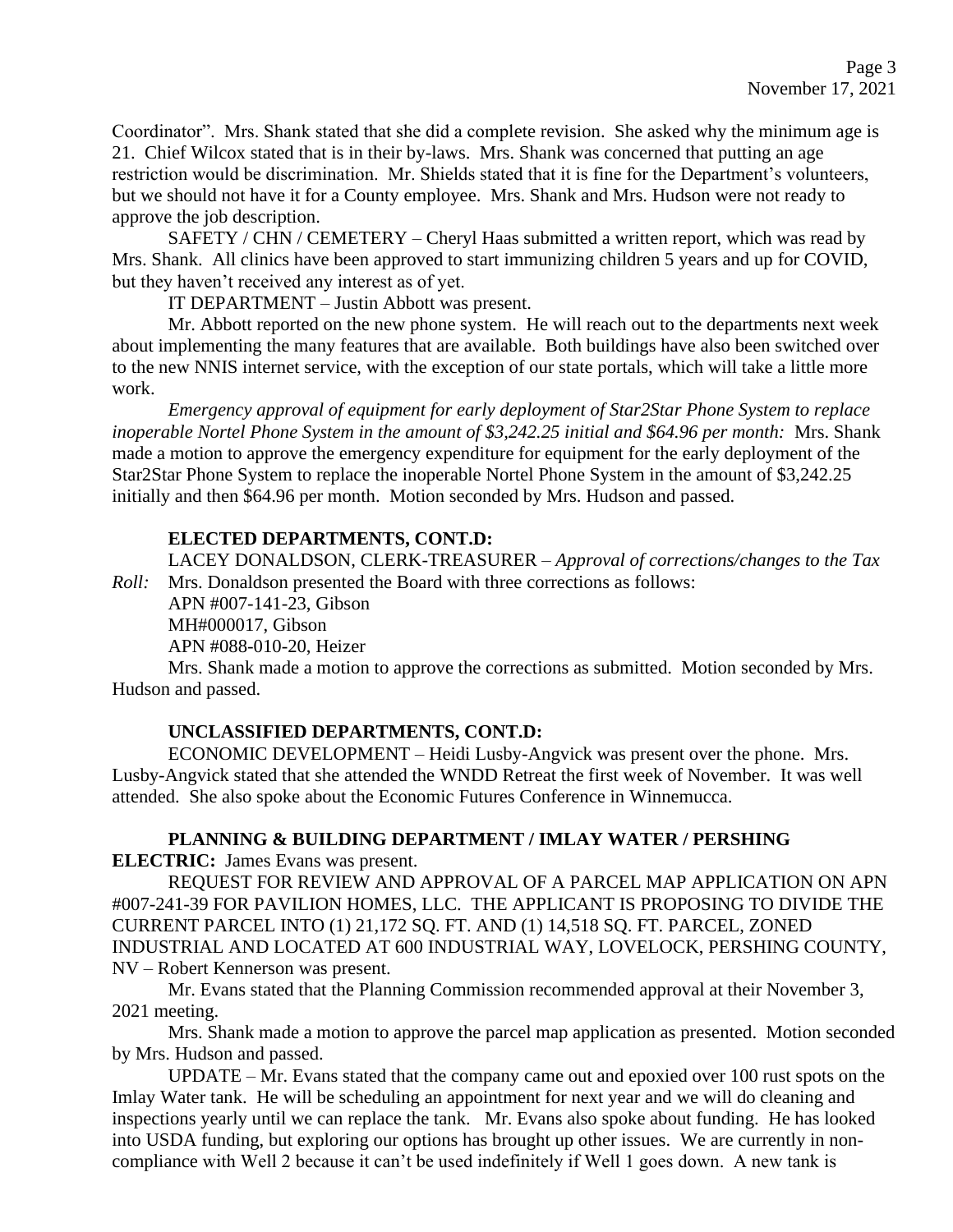Coordinator". Mrs. Shank stated that she did a complete revision. She asked why the minimum age is 21. Chief Wilcox stated that is in their by-laws. Mrs. Shank was concerned that putting an age restriction would be discrimination. Mr. Shields stated that it is fine for the Department's volunteers, but we should not have it for a County employee. Mrs. Shank and Mrs. Hudson were not ready to approve the job description.

SAFETY / CHN / CEMETERY – Cheryl Haas submitted a written report, which was read by Mrs. Shank. All clinics have been approved to start immunizing children 5 years and up for COVID, but they haven't received any interest as of yet.

IT DEPARTMENT – Justin Abbott was present.

Mr. Abbott reported on the new phone system. He will reach out to the departments next week about implementing the many features that are available. Both buildings have also been switched over to the new NNIS internet service, with the exception of our state portals, which will take a little more work.

*Emergency approval of equipment for early deployment of Star2Star Phone System to replace inoperable Nortel Phone System in the amount of $3,242.25 initial and $64.96 per month:* Mrs. Shank made a motion to approve the emergency expenditure for equipment for the early deployment of the Star2Star Phone System to replace the inoperable Nortel Phone System in the amount of $3,242.25 initially and then $64.96 per month. Motion seconded by Mrs. Hudson and passed.

**ELECTED DEPARTMENTS, CONT.D:**

LACEY DONALDSON, CLERK-TREASURER – *Approval of corrections/changes to the Tax Roll:* Mrs. Donaldson presented the Board with three corrections as follows:

APN #007-141-23, Gibson
MH#000017, Gibson
APN #088-010-20, Heizer

Mrs. Shank made a motion to approve the corrections as submitted. Motion seconded by Mrs. Hudson and passed.

**UNCLASSIFIED DEPARTMENTS, CONT.D:**

ECONOMIC DEVELOPMENT – Heidi Lusby-Angvick was present over the phone. Mrs. Lusby-Angvick stated that she attended the WNDD Retreat the first week of November. It was well attended. She also spoke about the Economic Futures Conference in Winnemucca.

**PLANNING & BUILDING DEPARTMENT / IMLAY WATER / PERSHING ELECTRIC:** James Evans was present.

REQUEST FOR REVIEW AND APPROVAL OF A PARCEL MAP APPLICATION ON APN #007-241-39 FOR PAVILION HOMES, LLC. THE APPLICANT IS PROPOSING TO DIVIDE THE CURRENT PARCEL INTO (1) 21,172 SQ. FT. AND (1) 14,518 SQ. FT. PARCEL, ZONED INDUSTRIAL AND LOCATED AT 600 INDUSTRIAL WAY, LOVELOCK, PERSHING COUNTY, NV – Robert Kennerson was present.

Mr. Evans stated that the Planning Commission recommended approval at their November 3, 2021 meeting.

Mrs. Shank made a motion to approve the parcel map application as presented. Motion seconded by Mrs. Hudson and passed.

UPDATE – Mr. Evans stated that the company came out and epoxied over 100 rust spots on the Imlay Water tank. He will be scheduling an appointment for next year and we will do cleaning and inspections yearly until we can replace the tank. Mr. Evans also spoke about funding. He has looked into USDA funding, but exploring our options has brought up other issues. We are currently in non-compliance with Well 2 because it can't be used indefinitely if Well 1 goes down. A new tank is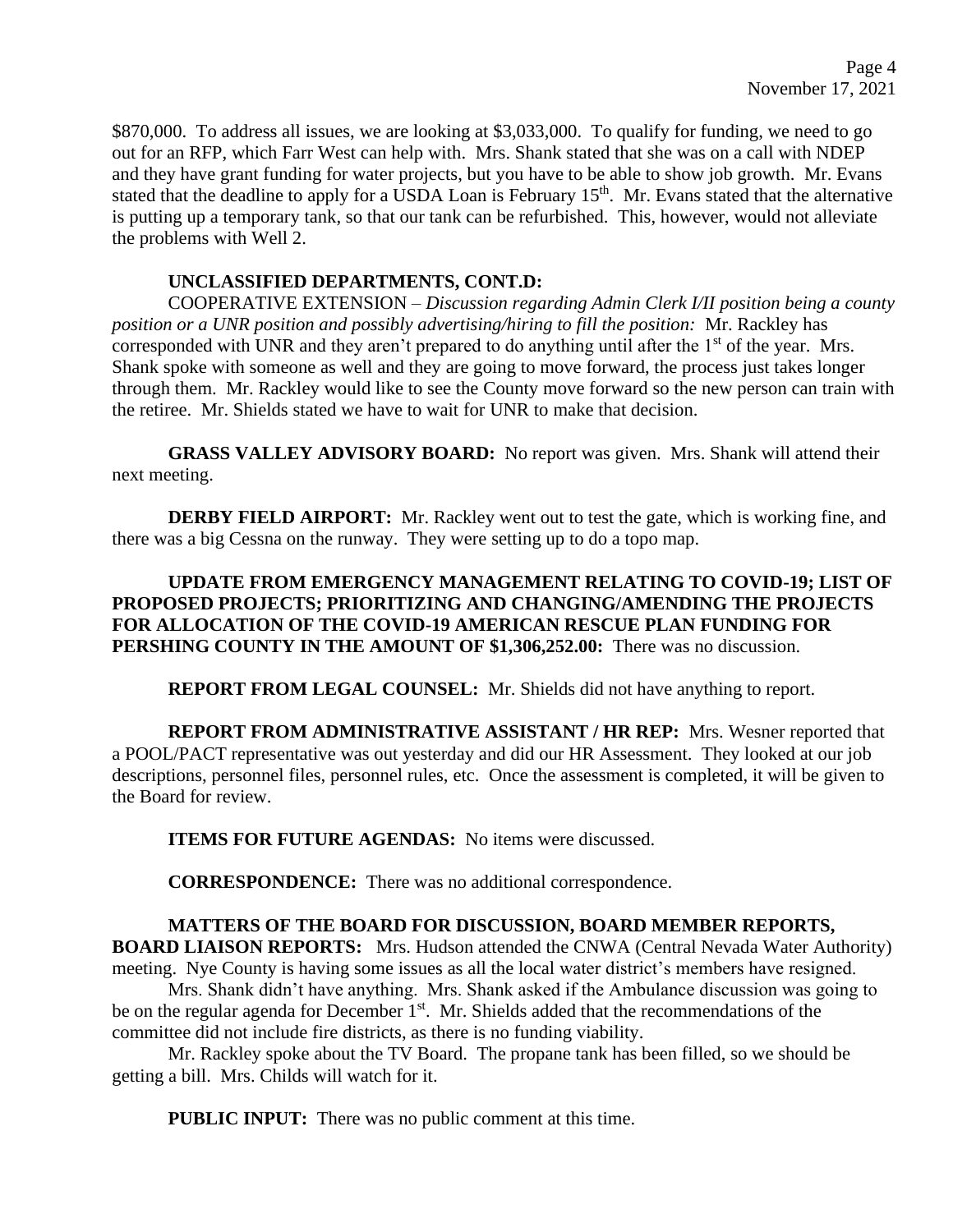$870,000. To address all issues, we are looking at $3,033,000. To qualify for funding, we need to go out for an RFP, which Farr West can help with. Mrs. Shank stated that she was on a call with NDEP and they have grant funding for water projects, but you have to be able to show job growth. Mr. Evans stated that the deadline to apply for a USDA Loan is February 15th. Mr. Evans stated that the alternative is putting up a temporary tank, so that our tank can be refurbished. This, however, would not alleviate the problems with Well 2.

**UNCLASSIFIED DEPARTMENTS, CONT.D:**

COOPERATIVE EXTENSION – *Discussion regarding Admin Clerk I/II position being a county position or a UNR position and possibly advertising/hiring to fill the position:* Mr. Rackley has corresponded with UNR and they aren't prepared to do anything until after the 1st of the year. Mrs. Shank spoke with someone as well and they are going to move forward, the process just takes longer through them. Mr. Rackley would like to see the County move forward so the new person can train with the retiree. Mr. Shields stated we have to wait for UNR to make that decision.

**GRASS VALLEY ADVISORY BOARD:** No report was given. Mrs. Shank will attend their next meeting.

**DERBY FIELD AIRPORT:** Mr. Rackley went out to test the gate, which is working fine, and there was a big Cessna on the runway. They were setting up to do a topo map.

**UPDATE FROM EMERGENCY MANAGEMENT RELATING TO COVID-19; LIST OF PROPOSED PROJECTS; PRIORITIZING AND CHANGING/AMENDING THE PROJECTS FOR ALLOCATION OF THE COVID-19 AMERICAN RESCUE PLAN FUNDING FOR PERSHING COUNTY IN THE AMOUNT OF $1,306,252.00:** There was no discussion.

**REPORT FROM LEGAL COUNSEL:** Mr. Shields did not have anything to report.

**REPORT FROM ADMINISTRATIVE ASSISTANT / HR REP:** Mrs. Wesner reported that a POOL/PACT representative was out yesterday and did our HR Assessment. They looked at our job descriptions, personnel files, personnel rules, etc. Once the assessment is completed, it will be given to the Board for review.

**ITEMS FOR FUTURE AGENDAS:** No items were discussed.

**CORRESPONDENCE:** There was no additional correspondence.

**MATTERS OF THE BOARD FOR DISCUSSION, BOARD MEMBER REPORTS, BOARD LIAISON REPORTS:** Mrs. Hudson attended the CNWA (Central Nevada Water Authority) meeting. Nye County is having some issues as all the local water district's members have resigned.

Mrs. Shank didn't have anything. Mrs. Shank asked if the Ambulance discussion was going to be on the regular agenda for December 1st. Mr. Shields added that the recommendations of the committee did not include fire districts, as there is no funding viability.

Mr. Rackley spoke about the TV Board. The propane tank has been filled, so we should be getting a bill. Mrs. Childs will watch for it.

**PUBLIC INPUT:** There was no public comment at this time.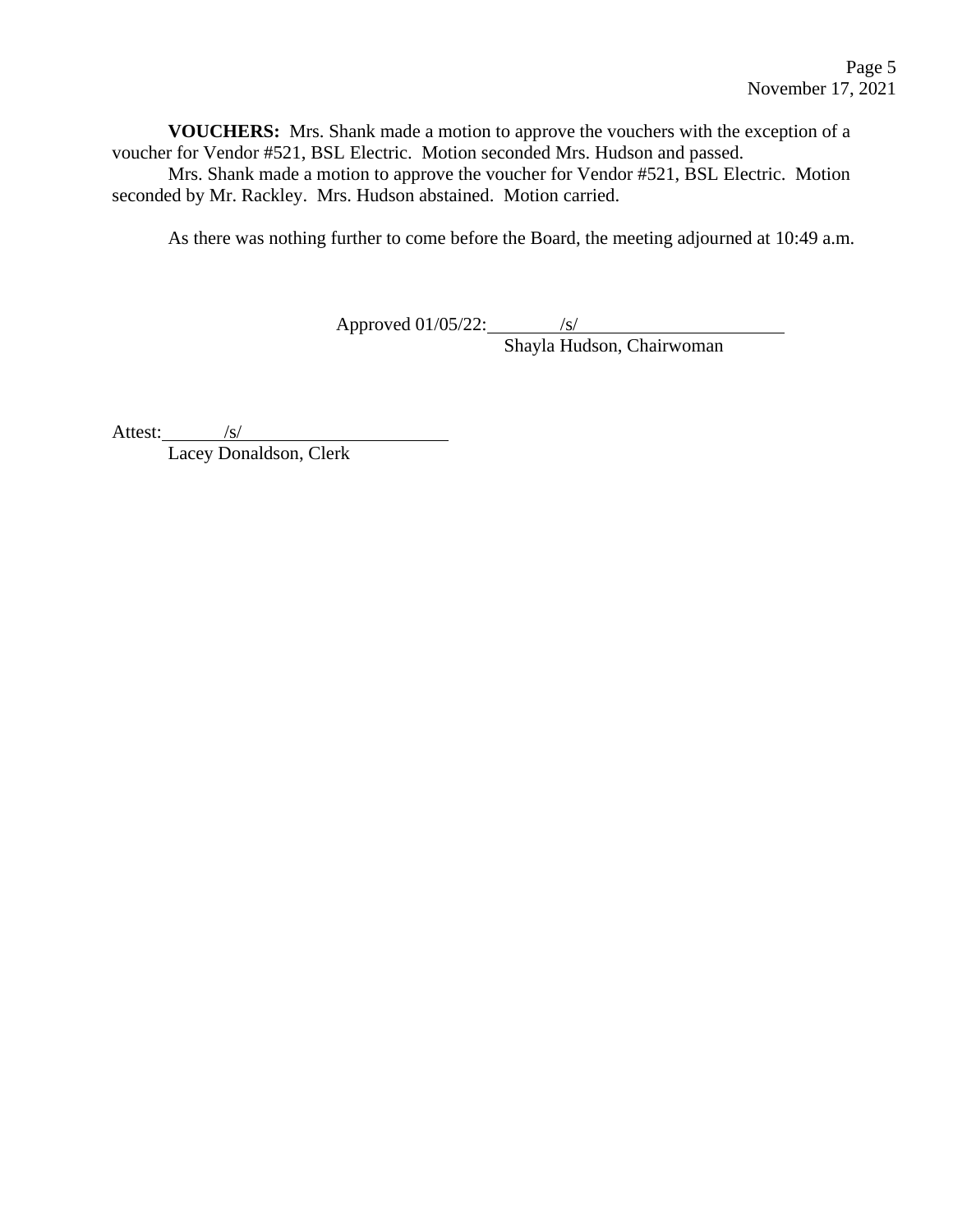**VOUCHERS:** Mrs. Shank made a motion to approve the vouchers with the exception of a voucher for Vendor #521, BSL Electric. Motion seconded Mrs. Hudson and passed.

Mrs. Shank made a motion to approve the voucher for Vendor #521, BSL Electric. Motion seconded by Mr. Rackley. Mrs. Hudson abstained. Motion carried.

As there was nothing further to come before the Board, the meeting adjourned at 10:49 a.m.

Approved 01/05/22: /s/
Shayla Hudson, Chairwoman

Attest: /s/
Lacey Donaldson, Clerk